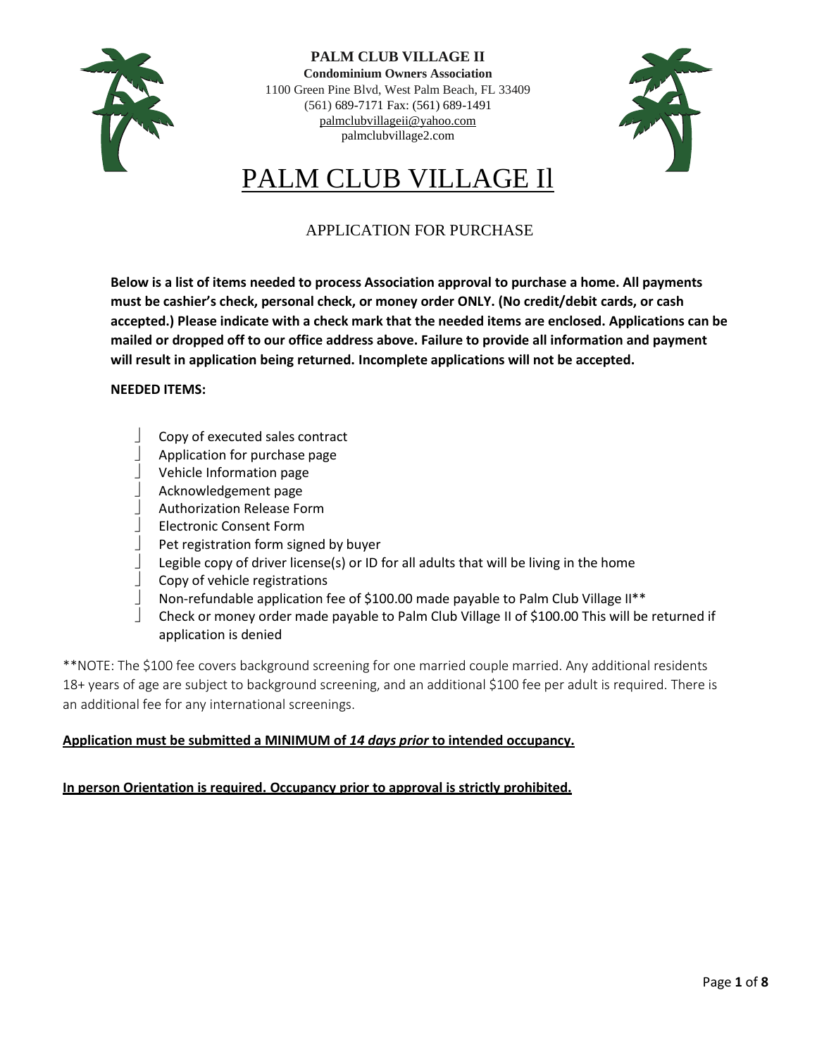**PALM CLUB VILLAGE II**

**Condominium Owners Association**

1100 Green Pine Blvd, West Palm Beach, FL 33409

(561) 689-7171 Fax: (561) 689-1491

palmclubvillageii@yahoo.com

palmclubvillage2.com

# PALM CLUB VILLAGE Il

## APPLICATION FOR PURCHASE

**Below is a list of items needed to process Association approval to purchase a home. All payments must be cashier's check, personal check, or money order ONLY. (No credit/debit cards, or cash accepted.) Please indicate with a check mark that the needed items are enclosed. Applications can be mailed or dropped off to our office address above. Failure to provide all information and payment will result in application being returned. Incomplete applications will not be accepted.**

**NEEDED ITEMS:**

- ☐ Copy of executed sales contract
- ☐ Application for purchase page
- ☐ Vehicle Information page
- ☐ Acknowledgement page
- ☐ Authorization Release Form
- ☐ Electronic Consent Form
- ☐ Pet registration form signed by buyer
- ☐ Legible copy of driver license(s) or ID for all adults that will be living in the home
- ☐ Copy of vehicle registrations
- ☐ Non-refundable application fee of $100.00 made payable to Palm Club Village II**
- ☐ Check or money order made payable to Palm Club Village II of $100.00 This will be returned if application is denied

**NOTE: The $100 fee covers background screening for one married couple married. Any additional residents 18+ years of age are subject to background screening, and an additional $100 fee per adult is required. There is an additional fee for any international screenings.

**<u>Application must be submitted a MINIMUM of *14 days prior* to intended occupancy.</u>**

**<u>In person Orientation is required. Occupancy prior to approval is strictly prohibited.</u>**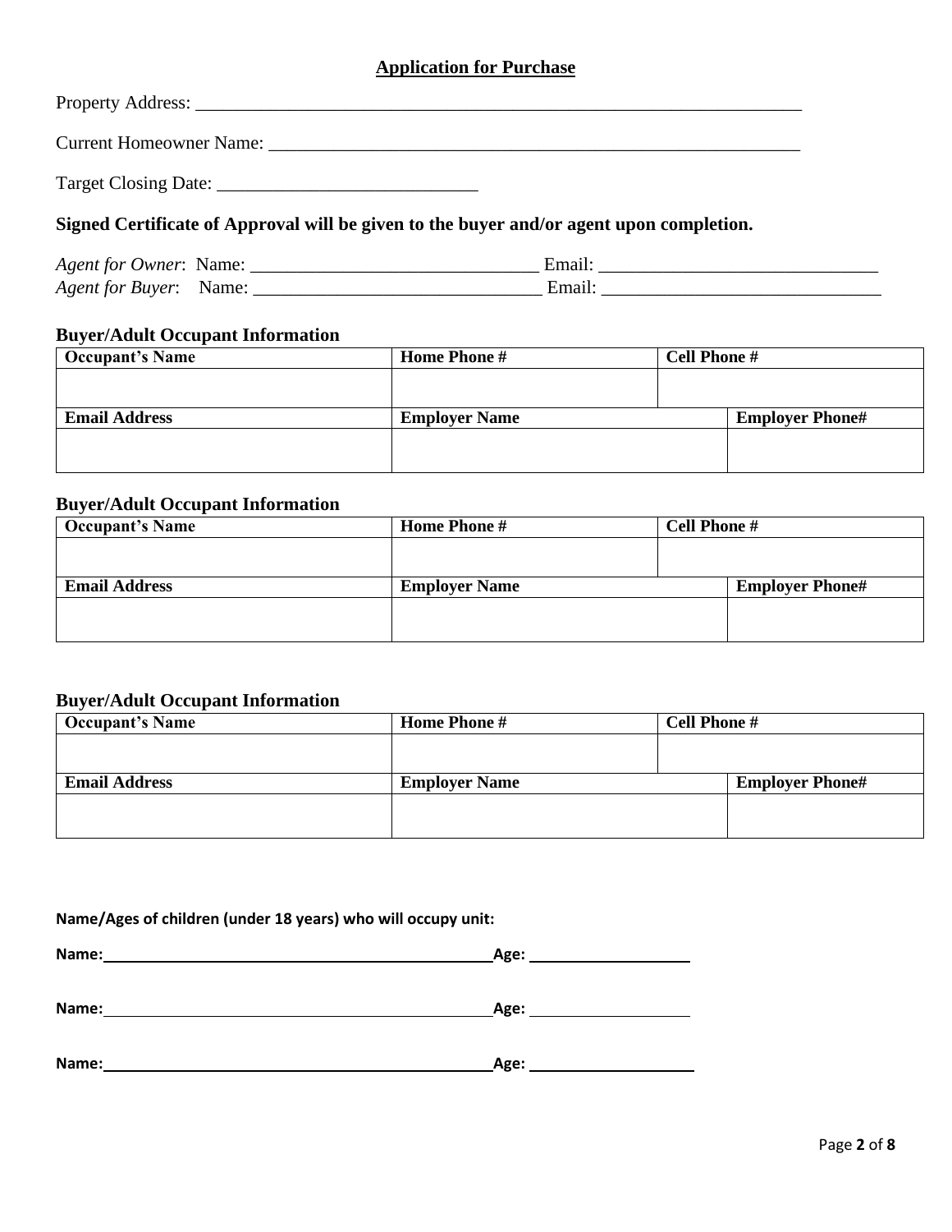## Application for Purchase

Property Address: ____________________________________________________________________

Current Homeowner Name: ____________________________________________________________

Target Closing Date: ____________________________

**Signed Certificate of Approval will be given to the buyer and/or agent upon completion.**

*Agent for Owner*: Name: _______________________________ Email: ______________________________
*Agent for Buyer*: Name: _______________________________ Email: ______________________________

### Buyer/Adult Occupant Information

| Occupant's Name | Home Phone # | Cell Phone # |
|---|---|---|
| | | |
| **Email Address** | **Employer Name** | **Employer Phone#** |
| | | |

### Buyer/Adult Occupant Information

| Occupant's Name | Home Phone # | Cell Phone # |
|---|---|---|
| | | |
| **Email Address** | **Employer Name** | **Employer Phone#** |
| | | |

### Buyer/Adult Occupant Information

| Occupant's Name | Home Phone # | Cell Phone # |
|---|---|---|
| | | |
| **Email Address** | **Employer Name** | **Employer Phone#** |
| | | |

**Name/Ages of children (under 18 years) who will occupy unit:**

**Name:** ______________________________________________ **Age:** ____________________

**Name:** ______________________________________________ **Age:** ____________________

**Name:** ______________________________________________ **Age:** ____________________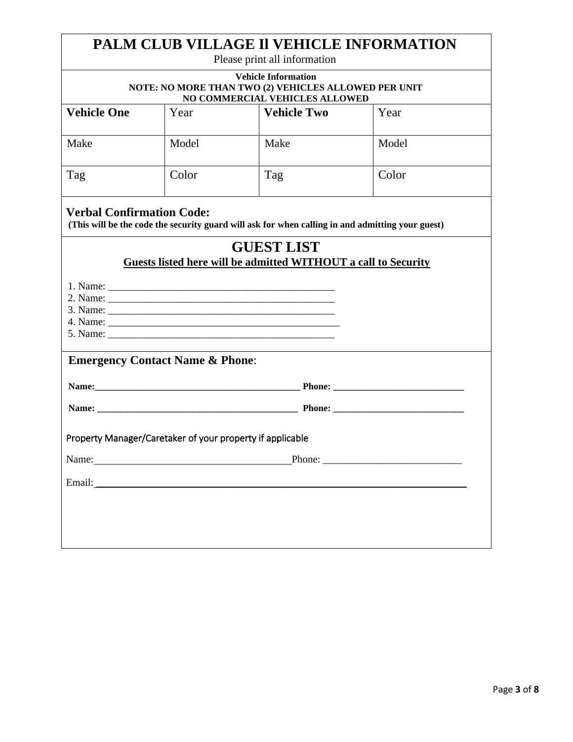# PALM CLUB VILLAGE Il VEHICLE INFORMATION

Please print all information

**Vehicle Information**
**NOTE: NO MORE THAN TWO (2) VEHICLES ALLOWED PER UNIT**
**NO COMMERCIAL VEHICLES ALLOWED**

| **Vehicle One** | Year | **Vehicle Two** | Year |
|---|---|---|---|
| Make | Model | Make | Model |
| Tag | Color | Tag | Color |

**Verbal Confirmation Code:**
**(This will be the code the security guard will ask for when calling in and admitting your guest)**

## GUEST LIST

**Guests listed here will be admitted WITHOUT a call to Security**

1. Name: _____________________________________________
2. Name: _____________________________________________
3. Name: _____________________________________________
4. Name: ______________________________________________
5. Name: _____________________________________________

**Emergency Contact Name & Phone**:

**Name:_____________________________________________ Phone: ____________________________**

**Name: ____________________________________________ Phone: ____________________________**

Property Manager/Caretaker of your property if applicable

Name:_______________________________________Phone: ___________________________

Email:___________________________________________________________________________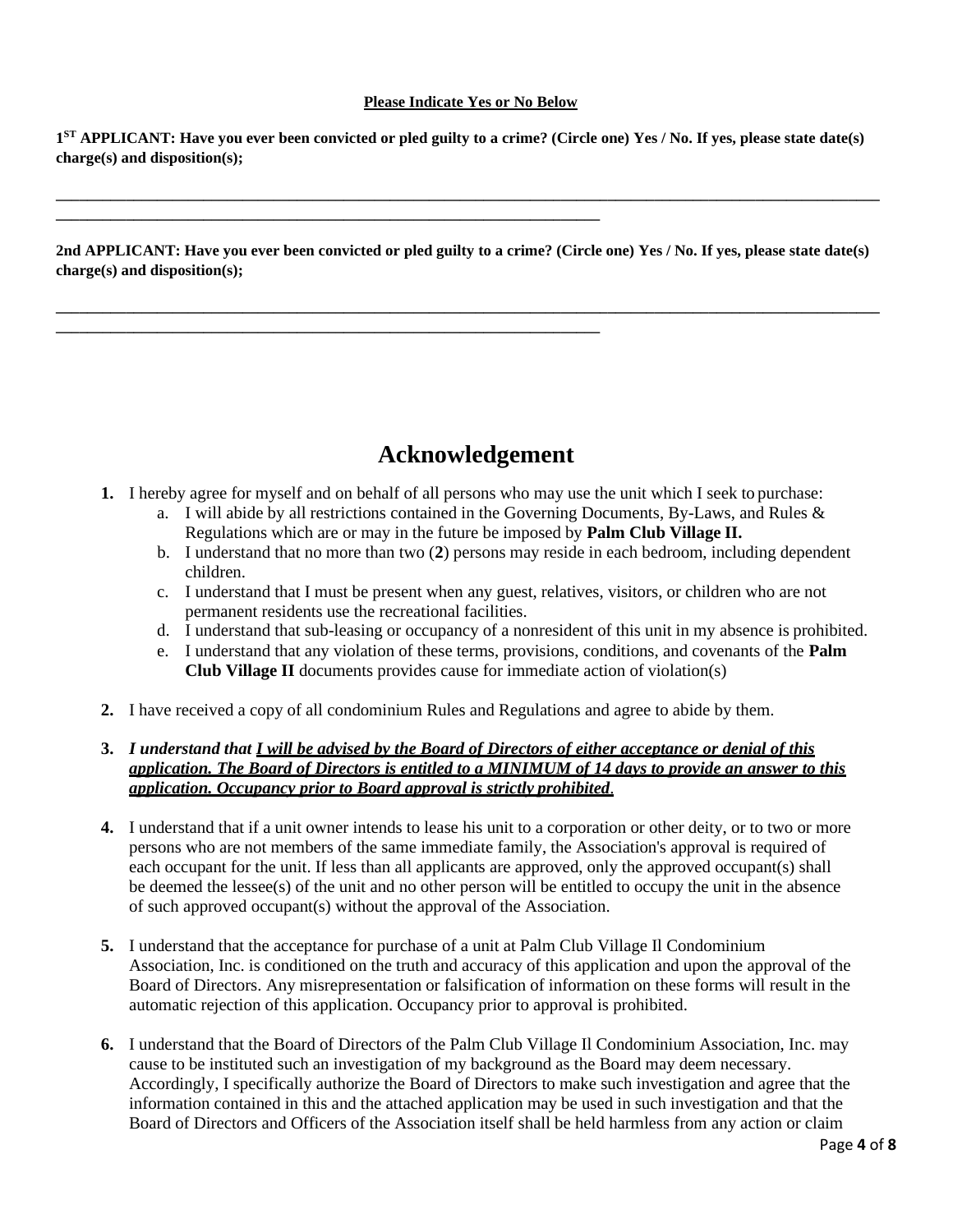**Please Indicate Yes or No Below**

**1ST APPLICANT: Have you ever been convicted or pled guilty to a crime? (Circle one) Yes / No. If yes, please state date(s) charge(s) and disposition(s);**

______________________________________________________________________________________________

_____________________________________________________________

**2nd APPLICANT: Have you ever been convicted or pled guilty to a crime? (Circle one) Yes / No. If yes, please state date(s) charge(s) and disposition(s);**

______________________________________________________________________________________________

_____________________________________________________________

# Acknowledgement

1. I hereby agree for myself and on behalf of all persons who may use the unit which I seek to purchase:
   a. I will abide by all restrictions contained in the Governing Documents, By-Laws, and Rules & Regulations which are or may in the future be imposed by **Palm Club Village II.**
   b. I understand that no more than two (**2**) persons may reside in each bedroom, including dependent children.
   c. I understand that I must be present when any guest, relatives, visitors, or children who are not permanent residents use the recreational facilities.
   d. I understand that sub-leasing or occupancy of a nonresident of this unit in my absence is prohibited.
   e. I understand that any violation of these terms, provisions, conditions, and covenants of the **Palm Club Village II** documents provides cause for immediate action of violation(s)

2. I have received a copy of all condominium Rules and Regulations and agree to abide by them.

3. ***I understand that <u>I will be advised by the Board of Directors of either acceptance or denial of this application. The Board of Directors is entitled to a MINIMUM of 14 days to provide an answer to this application. Occupancy prior to Board approval is strictly prohibited</u>.***

4. I understand that if a unit owner intends to lease his unit to a corporation or other deity, or to two or more persons who are not members of the same immediate family, the Association's approval is required of each occupant for the unit. If less than all applicants are approved, only the approved occupant(s) shall be deemed the lessee(s) of the unit and no other person will be entitled to occupy the unit in the absence of such approved occupant(s) without the approval of the Association.

5. I understand that the acceptance for purchase of a unit at Palm Club Village Il Condominium Association, Inc. is conditioned on the truth and accuracy of this application and upon the approval of the Board of Directors. Any misrepresentation or falsification of information on these forms will result in the automatic rejection of this application. Occupancy prior to approval is prohibited.

6. I understand that the Board of Directors of the Palm Club Village Il Condominium Association, Inc. may cause to be instituted such an investigation of my background as the Board may deem necessary. Accordingly, I specifically authorize the Board of Directors to make such investigation and agree that the information contained in this and the attached application may be used in such investigation and that the Board of Directors and Officers of the Association itself shall be held harmless from any action or claim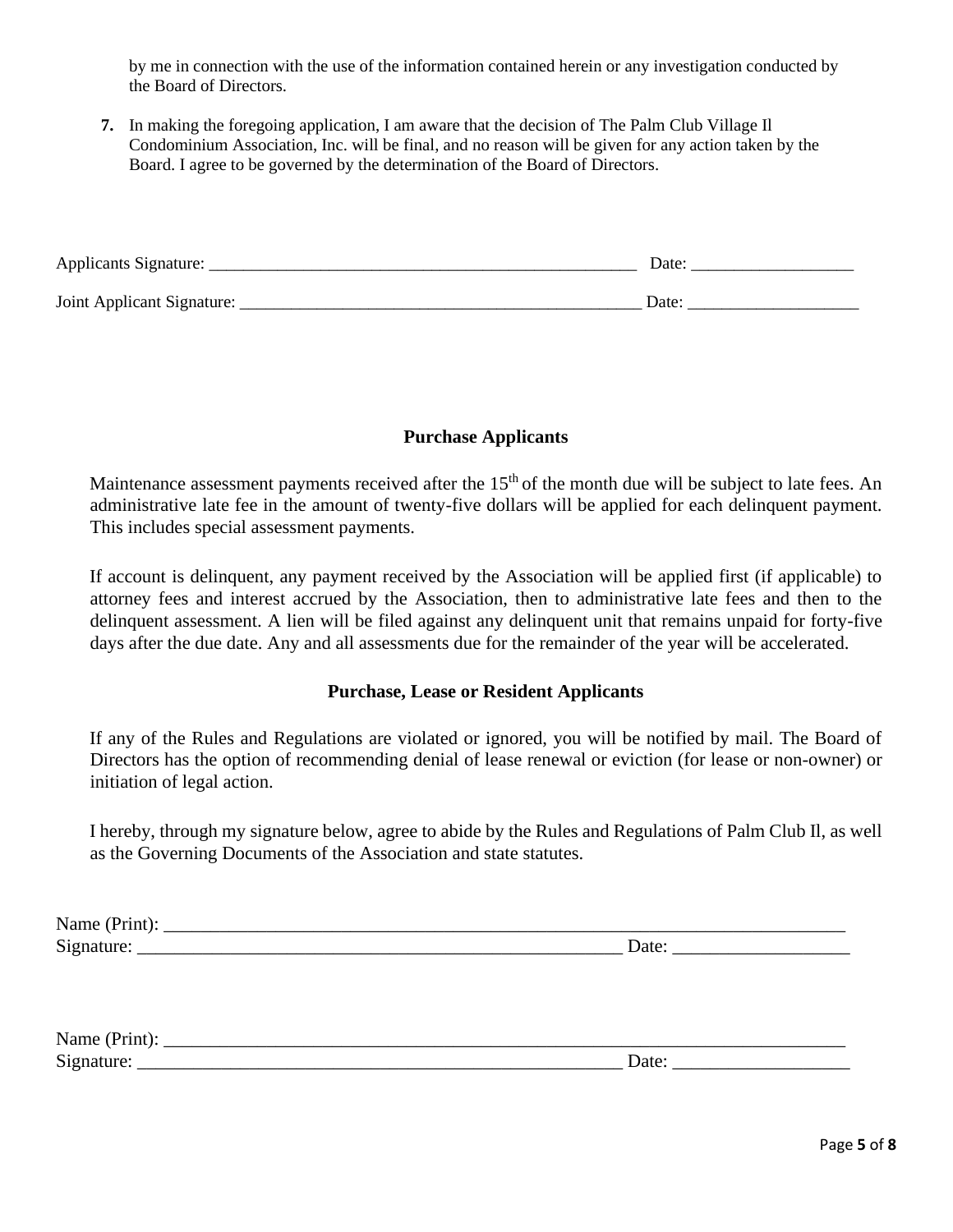by me in connection with the use of the information contained herein or any investigation conducted by the Board of Directors.

**7.** In making the foregoing application, I am aware that the decision of The Palm Club Village Il Condominium Association, Inc. will be final, and no reason will be given for any action taken by the Board. I agree to be governed by the determination of the Board of Directors.

Applicants Signature: ____________________________________________________ Date: ___________________

Joint Applicant Signature: _________________________________________________ Date: ____________________

**Purchase Applicants**

Maintenance assessment payments received after the 15th of the month due will be subject to late fees. An administrative late fee in the amount of twenty-five dollars will be applied for each delinquent payment. This includes special assessment payments.

If account is delinquent, any payment received by the Association will be applied first (if applicable) to attorney fees and interest accrued by the Association, then to administrative late fees and then to the delinquent assessment. A lien will be filed against any delinquent unit that remains unpaid for forty-five days after the due date. Any and all assessments due for the remainder of the year will be accelerated.

**Purchase, Lease or Resident Applicants**

If any of the Rules and Regulations are violated or ignored, you will be notified by mail. The Board of Directors has the option of recommending denial of lease renewal or eviction (for lease or non-owner) or initiation of legal action.

I hereby, through my signature below, agree to abide by the Rules and Regulations of Palm Club Il, as well as the Governing Documents of the Association and state statutes.

Name (Print): ___________________________________________________________________________
Signature: _______________________________________________________ Date: ___________________

Name (Print): ___________________________________________________________________________
Signature: _______________________________________________________ Date: ___________________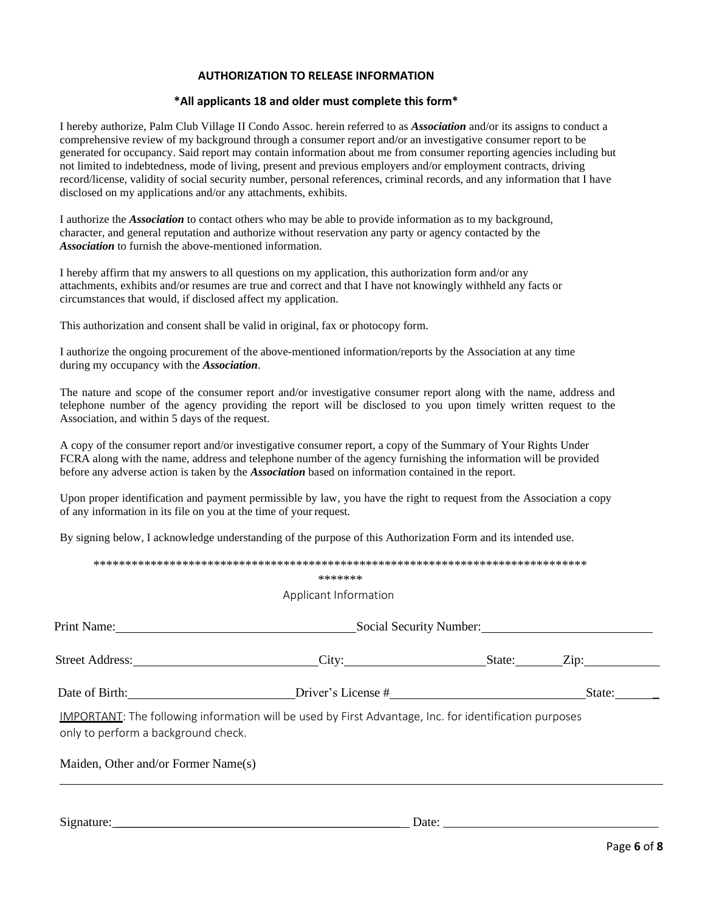## AUTHORIZATION TO RELEASE INFORMATION

**\*All applicants 18 and older must complete this form\***

I hereby authorize, Palm Club Village II Condo Assoc. herein referred to as ***Association*** and/or its assigns to conduct a comprehensive review of my background through a consumer report and/or an investigative consumer report to be generated for occupancy. Said report may contain information about me from consumer reporting agencies including but not limited to indebtedness, mode of living, present and previous employers and/or employment contracts, driving record/license, validity of social security number, personal references, criminal records, and any information that I have disclosed on my applications and/or any attachments, exhibits.

I authorize the ***Association*** to contact others who may be able to provide information as to my background, character, and general reputation and authorize without reservation any party or agency contacted by the ***Association*** to furnish the above-mentioned information.

I hereby affirm that my answers to all questions on my application, this authorization form and/or any attachments, exhibits and/or resumes are true and correct and that I have not knowingly withheld any facts or circumstances that would, if disclosed affect my application.

This authorization and consent shall be valid in original, fax or photocopy form.

I authorize the ongoing procurement of the above-mentioned information/reports by the Association at any time during my occupancy with the ***Association***.

The nature and scope of the consumer report and/or investigative consumer report along with the name, address and telephone number of the agency providing the report will be disclosed to you upon timely written request to the Association, and within 5 days of the request.

A copy of the consumer report and/or investigative consumer report, a copy of the Summary of Your Rights Under FCRA along with the name, address and telephone number of the agency furnishing the information will be provided before any adverse action is taken by the ***Association*** based on information contained in the report.

Upon proper identification and payment permissible by law, you have the right to request from the Association a copy of any information in its file on you at the time of your request.

By signing below, I acknowledge understanding of the purpose of this Authorization Form and its intended use.

*************************************************************************************
*******

Applicant Information

Print Name:\_\_\_\_\_\_\_\_\_\_\_\_\_\_\_\_\_\_\_\_\_\_\_\_\_\_\_\_\_\_ Social Security Number:\_\_\_\_\_\_\_\_\_\_\_\_\_\_\_\_\_\_\_\_\_\_\_\_

Street Address:\_\_\_\_\_\_\_\_\_\_\_\_\_\_\_\_\_\_\_\_\_\_\_\_ City:\_\_\_\_\_\_\_\_\_\_\_\_\_\_\_\_\_\_\_\_ State:\_\_\_\_\_\_ Zip:\_\_\_\_\_\_\_\_\_\_

Date of Birth:\_\_\_\_\_\_\_\_\_\_\_\_\_\_\_\_\_\_\_\_\_\_\_ Driver's License #\_\_\_\_\_\_\_\_\_\_\_\_\_\_\_\_\_\_\_\_\_\_\_\_\_\_ State:\_\_\_\_\_\_

<u>IMPORTANT</u>: The following information will be used by First Advantage, Inc. for identification purposes only to perform a background check.

Maiden, Other and/or Former Name(s)

\_\_\_\_\_\_\_\_\_\_\_\_\_\_\_\_\_\_\_\_\_\_\_\_\_\_\_\_\_\_\_\_\_\_\_\_\_\_\_\_\_\_\_\_\_\_\_\_\_\_\_\_\_\_\_\_\_\_\_\_\_\_\_\_\_\_\_\_\_\_\_\_\_\_\_\_\_\_

Signature:\_\_\_\_\_\_\_\_\_\_\_\_\_\_\_\_\_\_\_\_\_\_\_\_\_\_\_\_\_\_\_\_\_\_\_\_\_\_\_\_\_ Date: \_\_\_\_\_\_\_\_\_\_\_\_\_\_\_\_\_\_\_\_\_\_\_\_\_\_\_\_\_\_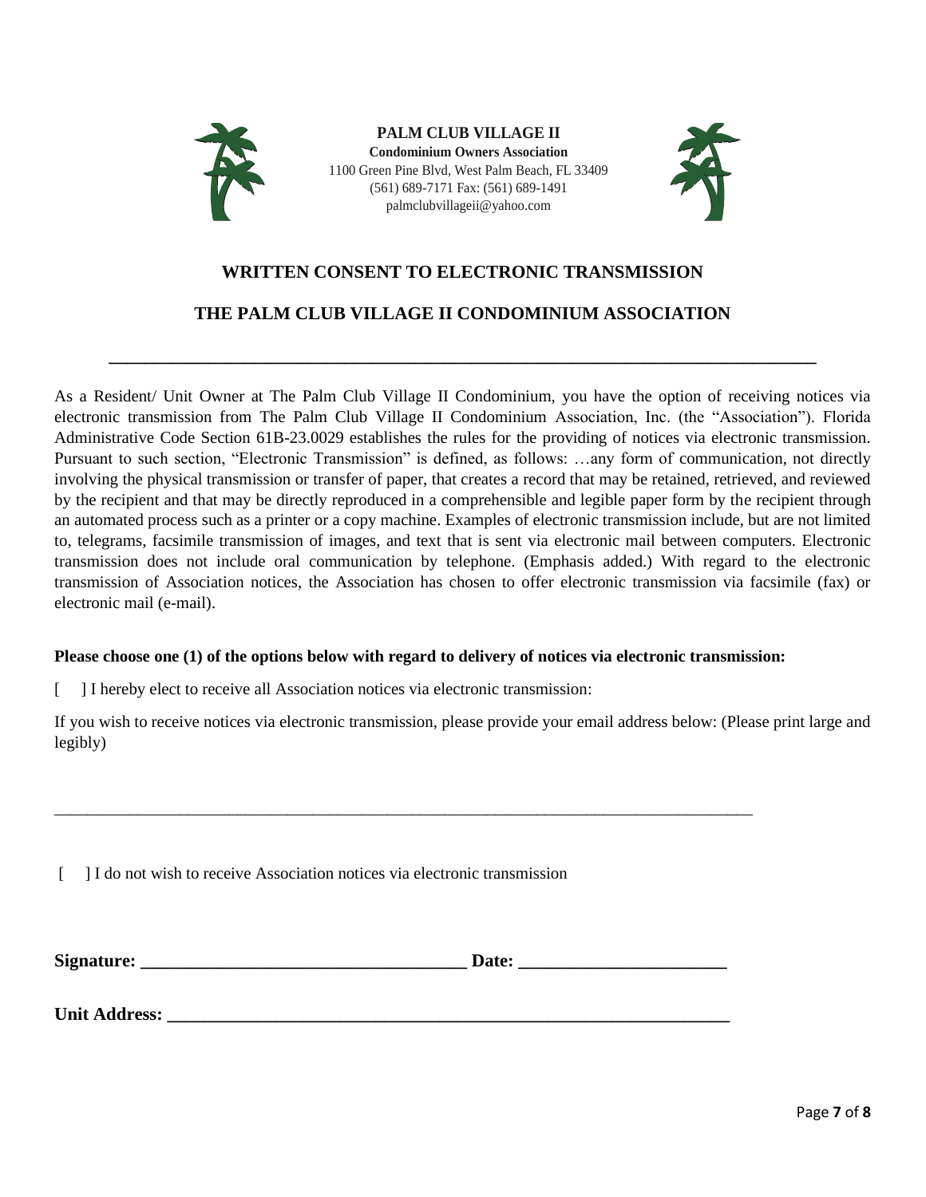**PALM CLUB VILLAGE II**
**Condominium Owners Association**
1100 Green Pine Blvd, West Palm Beach, FL 33409
(561) 689-7171 Fax: (561) 689-1491
palmclubvillageii@yahoo.com

## WRITTEN CONSENT TO ELECTRONIC TRANSMISSION

## THE PALM CLUB VILLAGE II CONDOMINIUM ASSOCIATION

---

As a Resident/ Unit Owner at The Palm Club Village II Condominium, you have the option of receiving notices via electronic transmission from The Palm Club Village II Condominium Association, Inc. (the "Association"). Florida Administrative Code Section 61B-23.0029 establishes the rules for the providing of notices via electronic transmission. Pursuant to such section, "Electronic Transmission" is defined, as follows: …any form of communication, not directly involving the physical transmission or transfer of paper, that creates a record that may be retained, retrieved, and reviewed by the recipient and that may be directly reproduced in a comprehensible and legible paper form by the recipient through an automated process such as a printer or a copy machine. Examples of electronic transmission include, but are not limited to, telegrams, facsimile transmission of images, and text that is sent via electronic mail between computers. Electronic transmission does not include oral communication by telephone. (Emphasis added.) With regard to the electronic transmission of Association notices, the Association has chosen to offer electronic transmission via facsimile (fax) or electronic mail (e-mail).

**Please choose one (1) of the options below with regard to delivery of notices via electronic transmission:**

[ ] I hereby elect to receive all Association notices via electronic transmission:

If you wish to receive notices via electronic transmission, please provide your email address below: (Please print large and legibly)

_______________________________________________________________________________

[ ] I do not wish to receive Association notices via electronic transmission

**Signature: ___________________________________ Date: ______________________**

**Unit Address: ____________________________________________________________**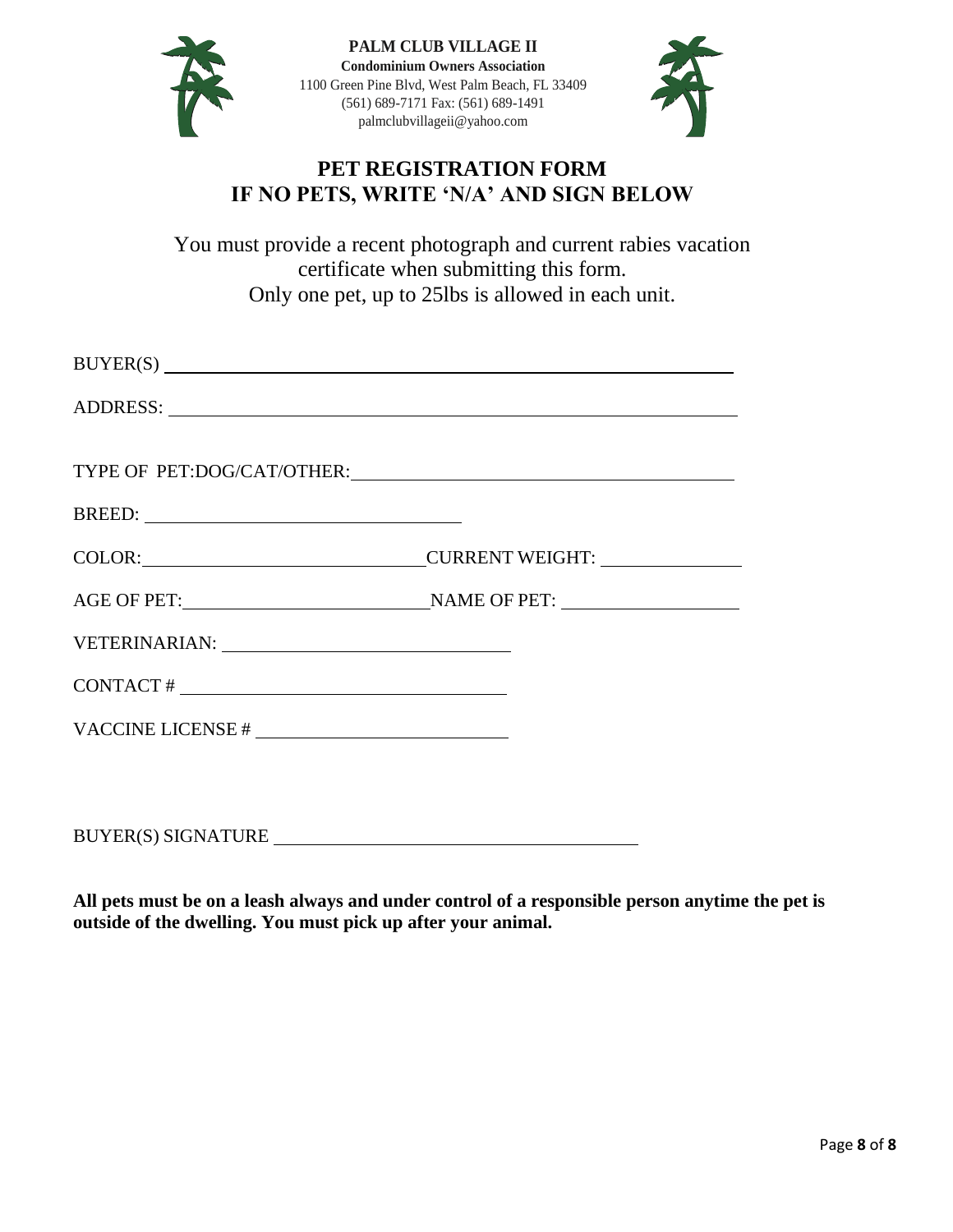**PALM CLUB VILLAGE II**
**Condominium Owners Association**
1100 Green Pine Blvd, West Palm Beach, FL 33409
(561) 689-7171 Fax: (561) 689-1491
palmclubvillageii@yahoo.com

# PET REGISTRATION FORM
# IF NO PETS, WRITE 'N/A' AND SIGN BELOW

You must provide a recent photograph and current rabies vacation certificate when submitting this form.
Only one pet, up to 25lbs is allowed in each unit.

BUYER(S) ______________________________________________

ADDRESS: ______________________________________________

TYPE OF PET:DOG/CAT/OTHER: ______________________________

BREED: __________________________

COLOR: ______________________ CURRENT WEIGHT: ____________

AGE OF PET: ____________________ NAME OF PET: ______________

VETERINARIAN: ______________________

CONTACT # __________________________

VACCINE LICENSE # ____________________

BUYER(S) SIGNATURE ______________________________

**All pets must be on a leash always and under control of a responsible person anytime the pet is outside of the dwelling. You must pick up after your animal.**